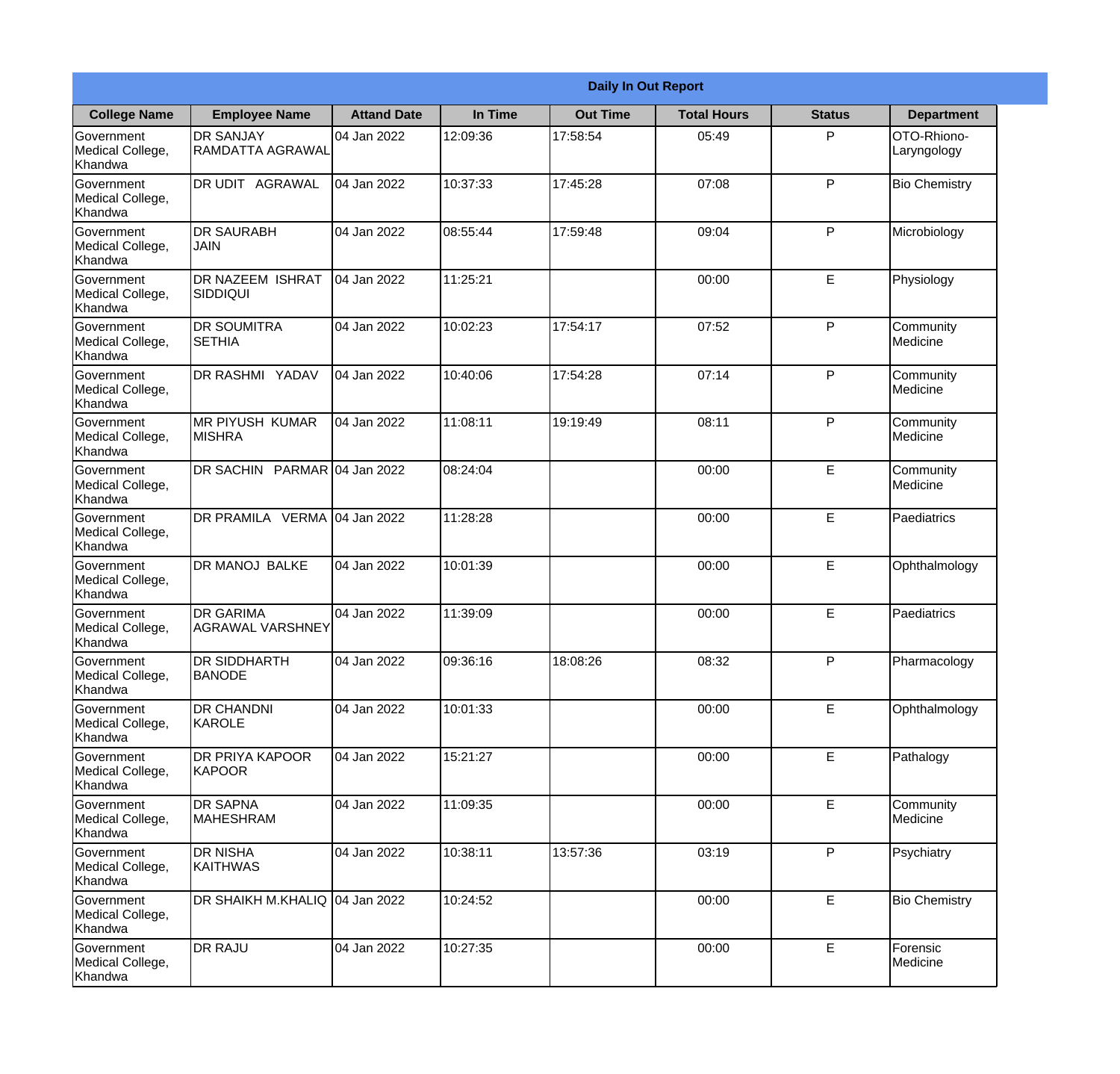| Daily In Out Report | | | | | | | |
|---|---|---|---|---|---|---|---|
| **College Name** | **Employee Name** | **Attand Date** | **In Time** | **Out Time** | **Total Hours** | **Status** | **Department** |
| Government Medical College, Khandwa | DR SANJAY RAMDATTA AGRAWAL | 04 Jan 2022 | 12:09:36 | 17:58:54 | 05:49 | P | OTO-Rhiono-Laryngology |
| Government Medical College, Khandwa | DR UDIT AGRAWAL | 04 Jan 2022 | 10:37:33 | 17:45:28 | 07:08 | P | Bio Chemistry |
| Government Medical College, Khandwa | DR SAURABH JAIN | 04 Jan 2022 | 08:55:44 | 17:59:48 | 09:04 | P | Microbiology |
| Government Medical College, Khandwa | DR NAZEEM ISHRAT SIDDIQUI | 04 Jan 2022 | 11:25:21 | | 00:00 | E | Physiology |
| Government Medical College, Khandwa | DR SOUMITRA SETHIA | 04 Jan 2022 | 10:02:23 | 17:54:17 | 07:52 | P | Community Medicine |
| Government Medical College, Khandwa | DR RASHMI YADAV | 04 Jan 2022 | 10:40:06 | 17:54:28 | 07:14 | P | Community Medicine |
| Government Medical College, Khandwa | MR PIYUSH KUMAR MISHRA | 04 Jan 2022 | 11:08:11 | 19:19:49 | 08:11 | P | Community Medicine |
| Government Medical College, Khandwa | DR SACHIN PARMAR | 04 Jan 2022 | 08:24:04 | | 00:00 | E | Community Medicine |
| Government Medical College, Khandwa | DR PRAMILA VERMA | 04 Jan 2022 | 11:28:28 | | 00:00 | E | Paediatrics |
| Government Medical College, Khandwa | DR MANOJ BALKE | 04 Jan 2022 | 10:01:39 | | 00:00 | E | Ophthalmology |
| Government Medical College, Khandwa | DR GARIMA AGRAWAL VARSHNEY | 04 Jan 2022 | 11:39:09 | | 00:00 | E | Paediatrics |
| Government Medical College, Khandwa | DR SIDDHARTH BANODE | 04 Jan 2022 | 09:36:16 | 18:08:26 | 08:32 | P | Pharmacology |
| Government Medical College, Khandwa | DR CHANDNI KAROLE | 04 Jan 2022 | 10:01:33 | | 00:00 | E | Ophthalmology |
| Government Medical College, Khandwa | DR PRIYA KAPOOR KAPOOR | 04 Jan 2022 | 15:21:27 | | 00:00 | E | Pathalogy |
| Government Medical College, Khandwa | DR SAPNA MAHESHRAM | 04 Jan 2022 | 11:09:35 | | 00:00 | E | Community Medicine |
| Government Medical College, Khandwa | DR NISHA KAITHWAS | 04 Jan 2022 | 10:38:11 | 13:57:36 | 03:19 | P | Psychiatry |
| Government Medical College, Khandwa | DR SHAIKH M.KHALIQ | 04 Jan 2022 | 10:24:52 | | 00:00 | E | Bio Chemistry |
| Government Medical College, Khandwa | DR RAJU | 04 Jan 2022 | 10:27:35 | | 00:00 | E | Forensic Medicine |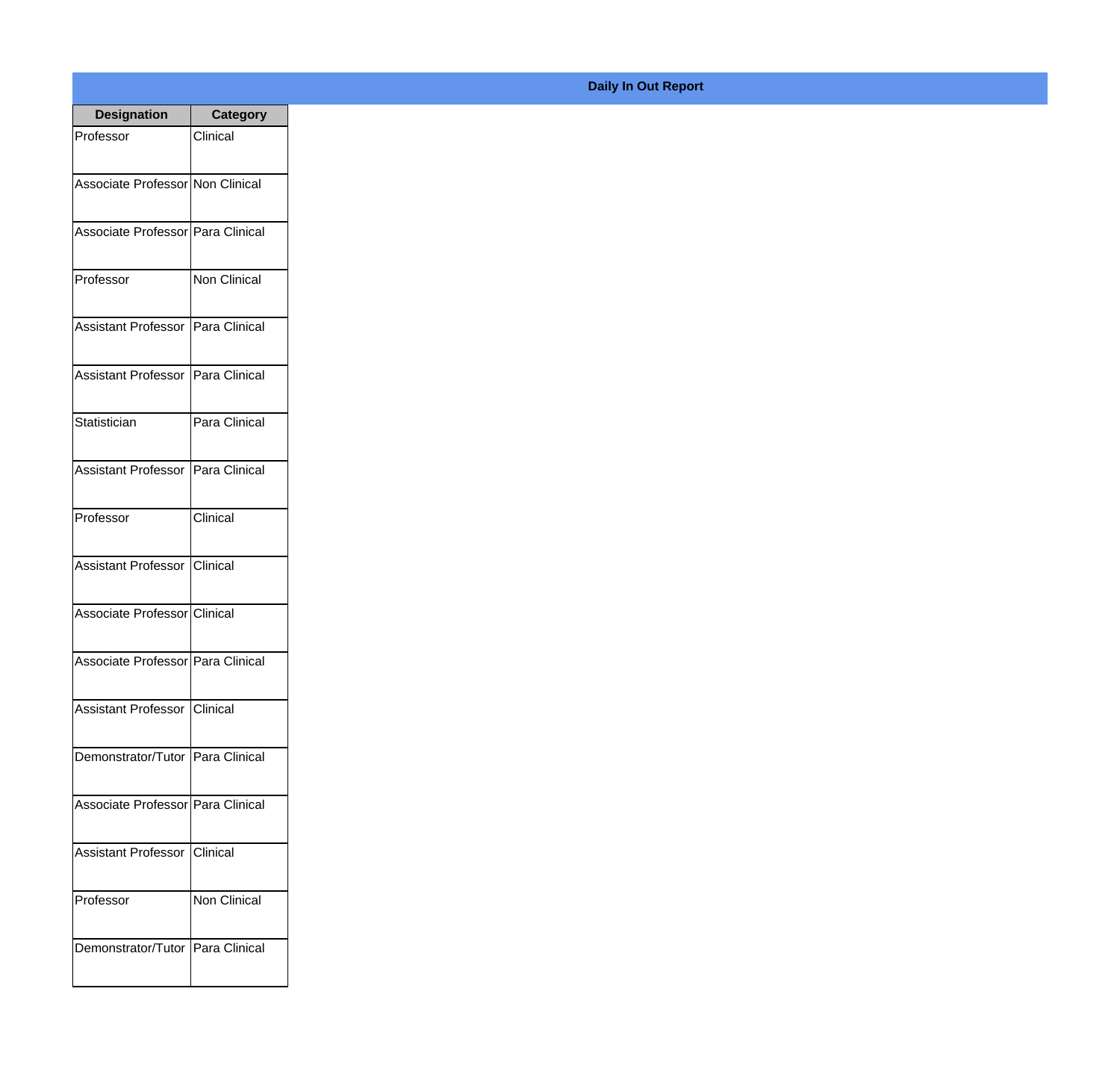**Daily In Out Report**

| Designation | Category |
|---|---|
| Professor | Clinical |
| Associate Professor | Non Clinical |
| Associate Professor | Para Clinical |
| Professor | Non Clinical |
| Assistant Professor | Para Clinical |
| Assistant Professor | Para Clinical |
| Statistician | Para Clinical |
| Assistant Professor | Para Clinical |
| Professor | Clinical |
| Assistant Professor | Clinical |
| Associate Professor | Clinical |
| Associate Professor | Para Clinical |
| Assistant Professor | Clinical |
| Demonstrator/Tutor | Para Clinical |
| Associate Professor | Para Clinical |
| Assistant Professor | Clinical |
| Professor | Non Clinical |
| Demonstrator/Tutor | Para Clinical |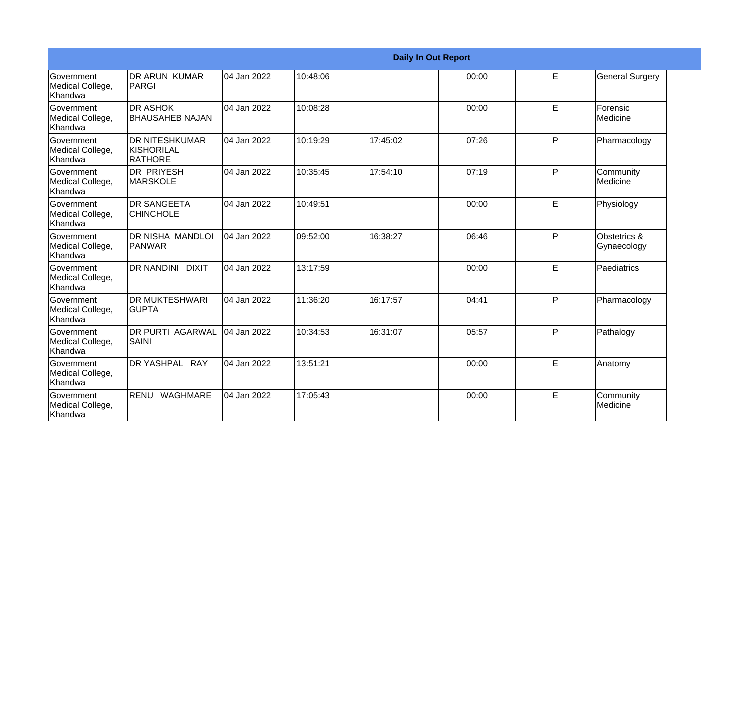| Daily In Out Report | | | | | | | |
|---|---|---|---|---|---|---|---|
| Government Medical College, Khandwa | DR ARUN KUMAR PARGI | 04 Jan 2022 | 10:48:06 | | 00:00 | E | General Surgery |
| Government Medical College, Khandwa | DR ASHOK BHAUSAHEB NAJAN | 04 Jan 2022 | 10:08:28 | | 00:00 | E | Forensic Medicine |
| Government Medical College, Khandwa | DR NITESHKUMAR KISHORILAL RATHORE | 04 Jan 2022 | 10:19:29 | 17:45:02 | 07:26 | P | Pharmacology |
| Government Medical College, Khandwa | DR PRIYESH MARSKOLE | 04 Jan 2022 | 10:35:45 | 17:54:10 | 07:19 | P | Community Medicine |
| Government Medical College, Khandwa | DR SANGEETA CHINCHOLE | 04 Jan 2022 | 10:49:51 | | 00:00 | E | Physiology |
| Government Medical College, Khandwa | DR NISHA MANDLOI PANWAR | 04 Jan 2022 | 09:52:00 | 16:38:27 | 06:46 | P | Obstetrics & Gynaecology |
| Government Medical College, Khandwa | DR NANDINI DIXIT | 04 Jan 2022 | 13:17:59 | | 00:00 | E | Paediatrics |
| Government Medical College, Khandwa | DR MUKTESHWARI GUPTA | 04 Jan 2022 | 11:36:20 | 16:17:57 | 04:41 | P | Pharmacology |
| Government Medical College, Khandwa | DR PURTI AGARWAL SAINI | 04 Jan 2022 | 10:34:53 | 16:31:07 | 05:57 | P | Pathalogy |
| Government Medical College, Khandwa | DR YASHPAL RAY | 04 Jan 2022 | 13:51:21 | | 00:00 | E | Anatomy |
| Government Medical College, Khandwa | RENU WAGHMARE | 04 Jan 2022 | 17:05:43 | | 00:00 | E | Community Medicine |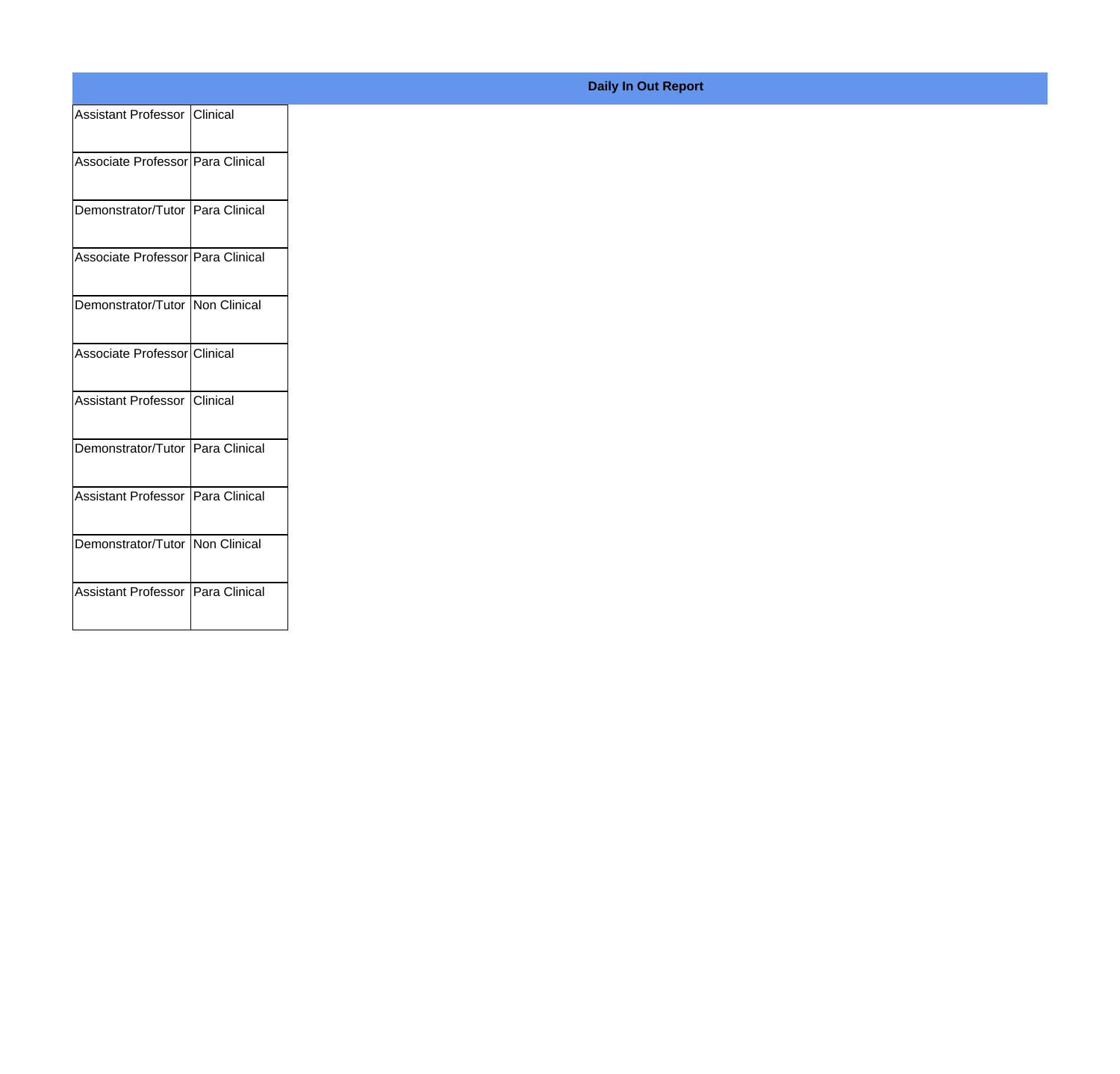**Daily In Out Report**

| | |
|---|---|
| Assistant Professor | Clinical |
| Associate Professor | Para Clinical |
| Demonstrator/Tutor | Para Clinical |
| Associate Professor | Para Clinical |
| Demonstrator/Tutor | Non Clinical |
| Associate Professor | Clinical |
| Assistant Professor | Clinical |
| Demonstrator/Tutor | Para Clinical |
| Assistant Professor | Para Clinical |
| Demonstrator/Tutor | Non Clinical |
| Assistant Professor | Para Clinical |